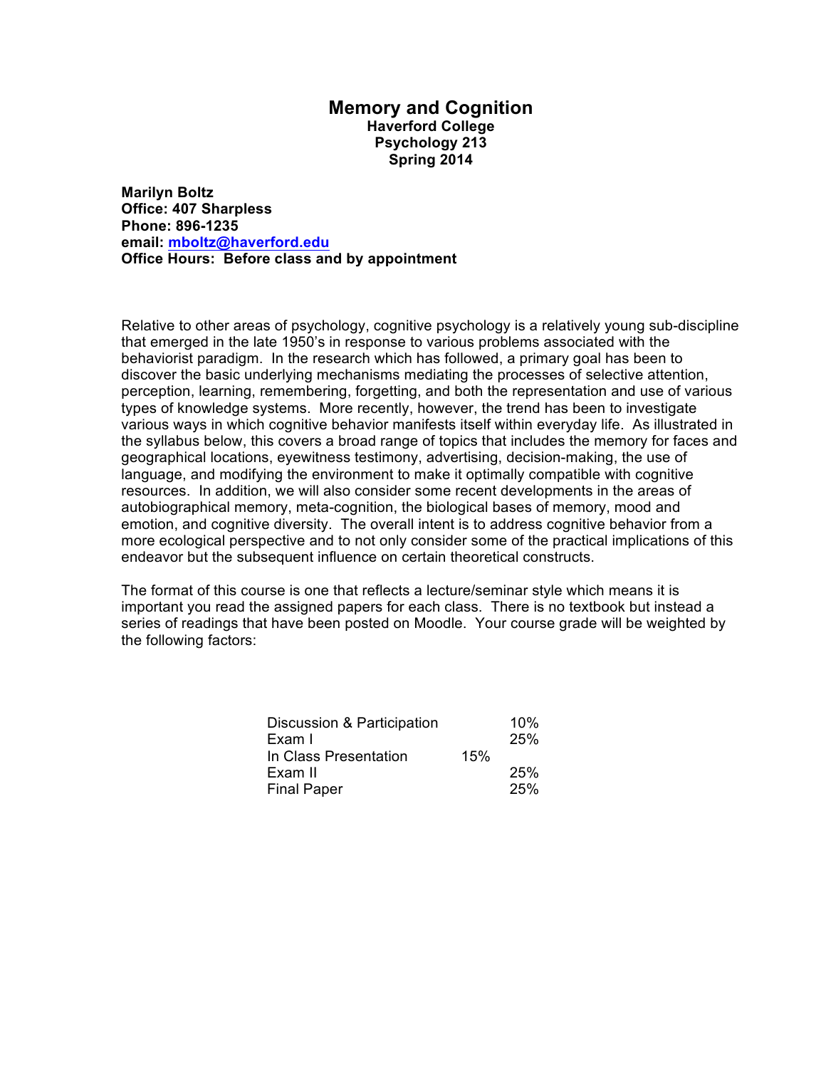# Memory and Cognition

**Haverford College**
**Psychology 213**
**Spring 2014**

**Marilyn Boltz**
**Office: 407 Sharpless**
**Phone: 896-1235**
**email: [mboltz@haverford.edu](mailto:mboltz@haverford.edu)**
**Office Hours: Before class and by appointment**

Relative to other areas of psychology, cognitive psychology is a relatively young sub-discipline that emerged in the late 1950's in response to various problems associated with the behaviorist paradigm. In the research which has followed, a primary goal has been to discover the basic underlying mechanisms mediating the processes of selective attention, perception, learning, remembering, forgetting, and both the representation and use of various types of knowledge systems. More recently, however, the trend has been to investigate various ways in which cognitive behavior manifests itself within everyday life. As illustrated in the syllabus below, this covers a broad range of topics that includes the memory for faces and geographical locations, eyewitness testimony, advertising, decision-making, the use of language, and modifying the environment to make it optimally compatible with cognitive resources. In addition, we will also consider some recent developments in the areas of autobiographical memory, meta-cognition, the biological bases of memory, mood and emotion, and cognitive diversity. The overall intent is to address cognitive behavior from a more ecological perspective and to not only consider some of the practical implications of this endeavor but the subsequent influence on certain theoretical constructs.

The format of this course is one that reflects a lecture/seminar style which means it is important you read the assigned papers for each class. There is no textbook but instead a series of readings that have been posted on Moodle. Your course grade will be weighted by the following factors:

| Component | Weight |
|---|---|
| Discussion & Participation | 10% |
| Exam I | 25% |
| In Class Presentation | 15% |
| Exam II | 25% |
| Final Paper | 25% |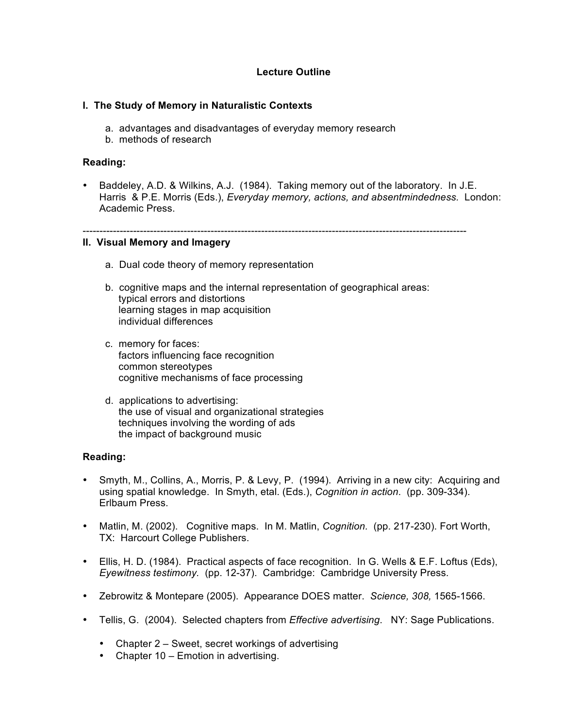## Lecture Outline

### I. The Study of Memory in Naturalistic Contexts

a. advantages and disadvantages of everyday memory research
b. methods of research

**Reading:**

- Baddeley, A.D. & Wilkins, A.J. (1984). Taking memory out of the laboratory. In J.E. Harris & P.E. Morris (Eds.), *Everyday memory, actions, and absentmindedness.* London: Academic Press.

---

### II. Visual Memory and Imagery

a. Dual code theory of memory representation

b. cognitive maps and the internal representation of geographical areas:
   typical errors and distortions
   learning stages in map acquisition
   individual differences

c. memory for faces:
   factors influencing face recognition
   common stereotypes
   cognitive mechanisms of face processing

d. applications to advertising:
   the use of visual and organizational strategies
   techniques involving the wording of ads
   the impact of background music

**Reading:**

- Smyth, M., Collins, A., Morris, P. & Levy, P. (1994). Arriving in a new city: Acquiring and using spatial knowledge. In Smyth, etal. (Eds.), *Cognition in action*. (pp. 309-334). Erlbaum Press.

- Matlin, M. (2002). Cognitive maps. In M. Matlin, *Cognition.* (pp. 217-230). Fort Worth, TX: Harcourt College Publishers.

- Ellis, H. D. (1984). Practical aspects of face recognition. In G. Wells & E.F. Loftus (Eds), *Eyewitness testimony.* (pp. 12-37). Cambridge: Cambridge University Press.

- Zebrowitz & Montepare (2005). Appearance DOES matter. *Science, 308,* 1565-1566.

- Tellis, G. (2004). Selected chapters from *Effective advertising*. NY: Sage Publications.

  - Chapter 2 – Sweet, secret workings of advertising
  - Chapter 10 – Emotion in advertising.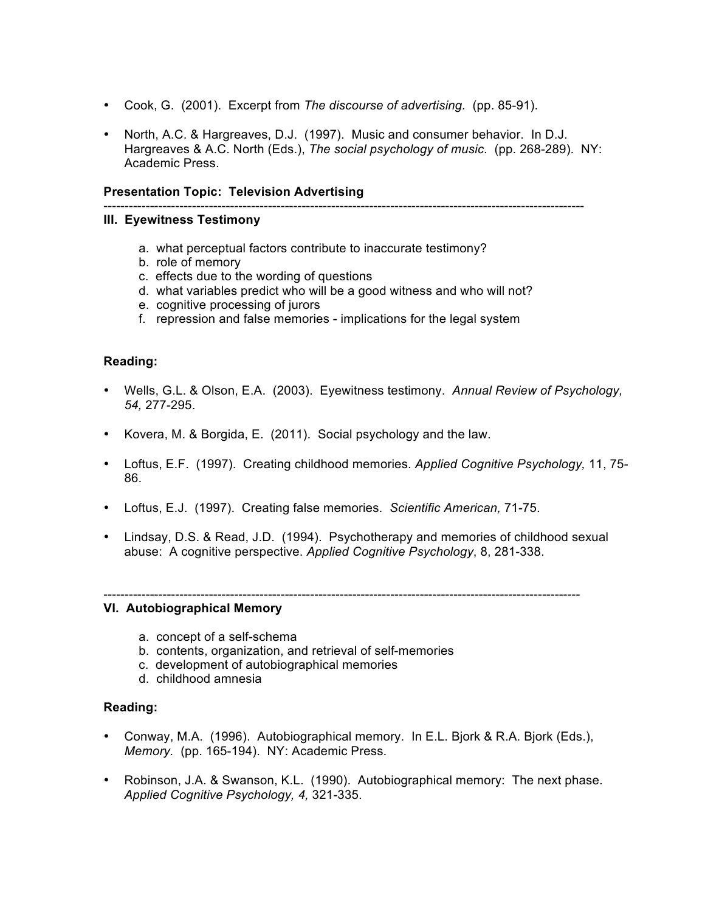- Cook, G. (2001). Excerpt from *The discourse of advertising*. (pp. 85-91).

- North, A.C. & Hargreaves, D.J. (1997). Music and consumer behavior. In D.J. Hargreaves & A.C. North (Eds.), *The social psychology of music*. (pp. 268-289). NY: Academic Press.

**Presentation Topic: Television Advertising**

---

**III. Eyewitness Testimony**

a. what perceptual factors contribute to inaccurate testimony?
b. role of memory
c. effects due to the wording of questions
d. what variables predict who will be a good witness and who will not?
e. cognitive processing of jurors
f. repression and false memories - implications for the legal system

**Reading:**

- Wells, G.L. & Olson, E.A. (2003). Eyewitness testimony. *Annual Review of Psychology, 54,* 277-295.

- Kovera, M. & Borgida, E. (2011). Social psychology and the law.

- Loftus, E.F. (1997). Creating childhood memories. *Applied Cognitive Psychology,* 11, 75-86.

- Loftus, E.J. (1997). Creating false memories. *Scientific American,* 71-75.

- Lindsay, D.S. & Read, J.D. (1994). Psychotherapy and memories of childhood sexual abuse: A cognitive perspective. *Applied Cognitive Psychology*, 8, 281-338.

---

**VI. Autobiographical Memory**

a. concept of a self-schema
b. contents, organization, and retrieval of self-memories
c. development of autobiographical memories
d. childhood amnesia

**Reading:**

- Conway, M.A. (1996). Autobiographical memory. In E.L. Bjork & R.A. Bjork (Eds.), *Memory.* (pp. 165-194). NY: Academic Press.

- Robinson, J.A. & Swanson, K.L. (1990). Autobiographical memory: The next phase. *Applied Cognitive Psychology, 4,* 321-335.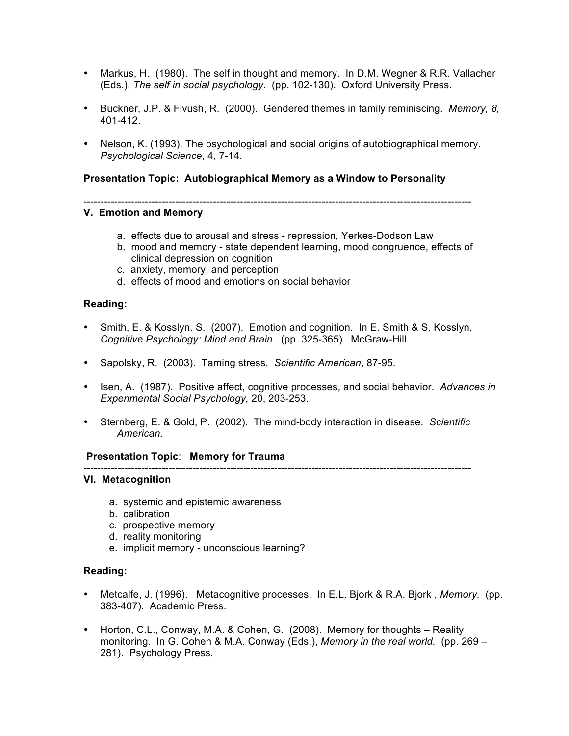- Markus, H. (1980). The self in thought and memory. In D.M. Wegner & R.R. Vallacher (Eds.), *The self in social psychology*. (pp. 102-130). Oxford University Press.

- Buckner, J.P. & Fivush, R. (2000). Gendered themes in family reminiscing. *Memory, 8,* 401-412.

- Nelson, K. (1993). The psychological and social origins of autobiographical memory. *Psychological Science*, 4, 7-14.

**Presentation Topic: Autobiographical Memory as a Window to Personality**

---

### V. Emotion and Memory

a. effects due to arousal and stress - repression, Yerkes-Dodson Law
b. mood and memory - state dependent learning, mood congruence, effects of clinical depression on cognition
c. anxiety, memory, and perception
d. effects of mood and emotions on social behavior

**Reading:**

- Smith, E. & Kosslyn. S. (2007). Emotion and cognition. In E. Smith & S. Kosslyn, *Cognitive Psychology: Mind and Brain*. (pp. 325-365). McGraw-Hill.

- Sapolsky, R. (2003). Taming stress. *Scientific American*, 87-95.

- Isen, A. (1987). Positive affect, cognitive processes, and social behavior. *Advances in Experimental Social Psychology,* 20, 203-253.

- Sternberg, E. & Gold, P. (2002). The mind-body interaction in disease. *Scientific American.*

**Presentation Topic**: **Memory for Trauma**

---

### VI. Metacognition

a. systemic and epistemic awareness
b. calibration
c. prospective memory
d. reality monitoring
e. implicit memory - unconscious learning?

**Reading:**

- Metcalfe, J. (1996). Metacognitive processes. In E.L. Bjork & R.A. Bjork , *Memory.* (pp. 383-407). Academic Press.

- Horton, C.L., Conway, M.A. & Cohen, G. (2008). Memory for thoughts – Reality monitoring. In G. Cohen & M.A. Conway (Eds.), *Memory in the real world.* (pp. 269 – 281). Psychology Press.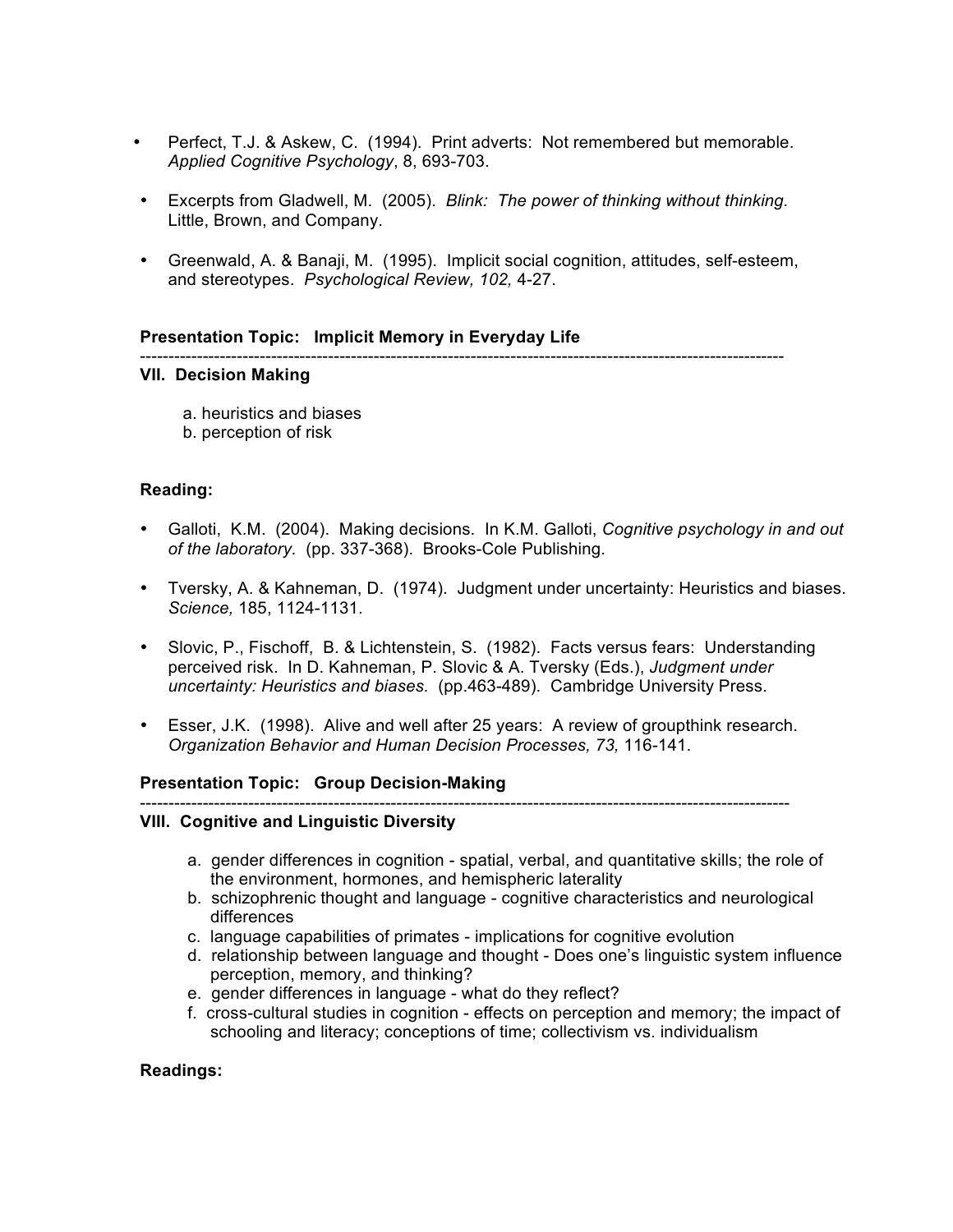- Perfect, T.J. & Askew, C. (1994). Print adverts: Not remembered but memorable. *Applied Cognitive Psychology*, 8, 693-703.

- Excerpts from Gladwell, M. (2005). *Blink: The power of thinking without thinking.* Little, Brown, and Company.

- Greenwald, A. & Banaji, M. (1995). Implicit social cognition, attitudes, self-esteem, and stereotypes. *Psychological Review, 102,* 4-27.

**Presentation Topic: Implicit Memory in Everyday Life**

---

**VII. Decision Making**

a. heuristics and biases
b. perception of risk

**Reading:**

- Galloti, K.M. (2004). Making decisions. In K.M. Galloti, *Cognitive psychology in and out of the laboratory.* (pp. 337-368). Brooks-Cole Publishing.

- Tversky, A. & Kahneman, D. (1974). Judgment under uncertainty: Heuristics and biases. *Science,* 185, 1124-1131.

- Slovic, P., Fischoff, B. & Lichtenstein, S. (1982). Facts versus fears: Understanding perceived risk. In D. Kahneman, P. Slovic & A. Tversky (Eds.), *Judgment under uncertainty: Heuristics and biases.* (pp.463-489). Cambridge University Press.

- Esser, J.K. (1998). Alive and well after 25 years: A review of groupthink research. *Organization Behavior and Human Decision Processes, 73,* 116-141.

**Presentation Topic: Group Decision-Making**

---

**VIII. Cognitive and Linguistic Diversity**

a. gender differences in cognition - spatial, verbal, and quantitative skills; the role of the environment, hormones, and hemispheric laterality
b. schizophrenic thought and language - cognitive characteristics and neurological differences
c. language capabilities of primates - implications for cognitive evolution
d. relationship between language and thought - Does one's linguistic system influence perception, memory, and thinking?
e. gender differences in language - what do they reflect?
f. cross-cultural studies in cognition - effects on perception and memory; the impact of schooling and literacy; conceptions of time; collectivism vs. individualism

**Readings:**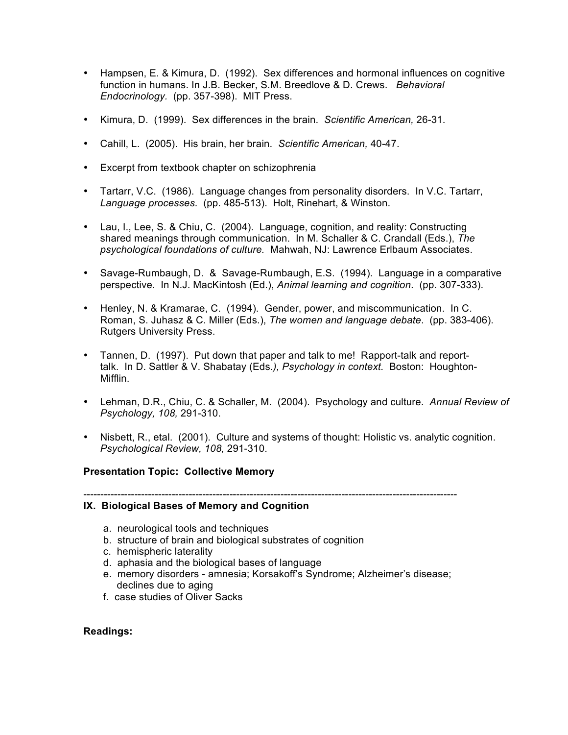- Hampsen, E. & Kimura, D. (1992). Sex differences and hormonal influences on cognitive function in humans. In J.B. Becker, S.M. Breedlove & D. Crews. *Behavioral Endocrinology*. (pp. 357-398). MIT Press.

- Kimura, D. (1999). Sex differences in the brain. *Scientific American,* 26-31.

- Cahill, L. (2005). His brain, her brain. *Scientific American,* 40-47.

- Excerpt from textbook chapter on schizophrenia

- Tartarr, V.C. (1986). Language changes from personality disorders. In V.C. Tartarr, *Language processes.* (pp. 485-513). Holt, Rinehart, & Winston.

- Lau, I., Lee, S. & Chiu, C. (2004). Language, cognition, and reality: Constructing shared meanings through communication. In M. Schaller & C. Crandall (Eds.), *The psychological foundations of culture.* Mahwah, NJ: Lawrence Erlbaum Associates.

- Savage-Rumbaugh, D. & Savage-Rumbaugh, E.S. (1994). Language in a comparative perspective. In N.J. MacKintosh (Ed.), *Animal learning and cognition*. (pp. 307-333).

- Henley, N. & Kramarae, C. (1994). Gender, power, and miscommunication. In C. Roman, S. Juhasz & C. Miller (Eds.), *The women and language debate*. (pp. 383-406). Rutgers University Press.

- Tannen, D. (1997). Put down that paper and talk to me! Rapport-talk and report-talk. In D. Sattler & V. Shabatay (Eds*.), Psychology in context*. Boston: Houghton-Mifflin.

- Lehman, D.R., Chiu, C. & Schaller, M. (2004). Psychology and culture. *Annual Review of Psychology, 108,* 291-310.

- Nisbett, R., etal. (2001). Culture and systems of thought: Holistic vs. analytic cognition. *Psychological Review, 108,* 291-310.

**Presentation Topic: Collective Memory**

---

**IX. Biological Bases of Memory and Cognition**

a. neurological tools and techniques
b. structure of brain and biological substrates of cognition
c. hemispheric laterality
d. aphasia and the biological bases of language
e. memory disorders - amnesia; Korsakoff's Syndrome; Alzheimer's disease; declines due to aging
f. case studies of Oliver Sacks

**Readings:**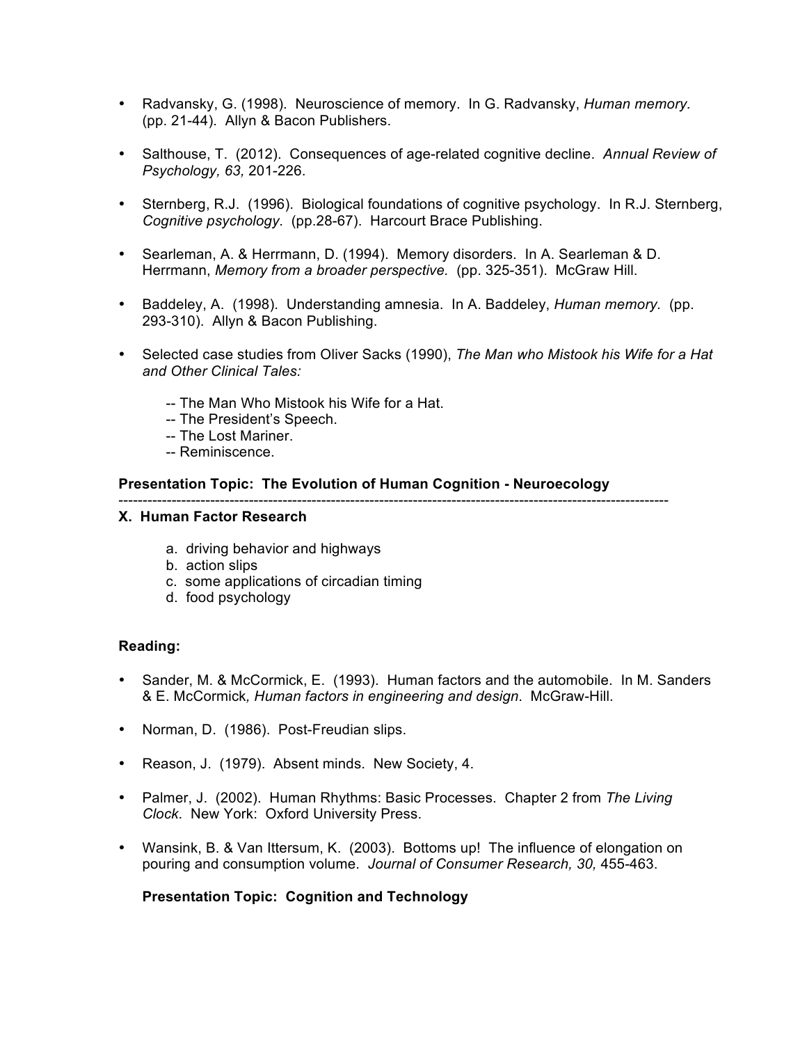- Radvansky, G. (1998). Neuroscience of memory. In G. Radvansky, *Human memory.* (pp. 21-44). Allyn & Bacon Publishers.

- Salthouse, T. (2012). Consequences of age-related cognitive decline. *Annual Review of Psychology, 63,* 201-226.

- Sternberg, R.J. (1996). Biological foundations of cognitive psychology. In R.J. Sternberg, *Cognitive psychology*. (pp.28-67). Harcourt Brace Publishing.

- Searleman, A. & Herrmann, D. (1994). Memory disorders. In A. Searleman & D. Herrmann, *Memory from a broader perspective.* (pp. 325-351). McGraw Hill.

- Baddeley, A. (1998). Understanding amnesia. In A. Baddeley, *Human memory.* (pp. 293-310). Allyn & Bacon Publishing.

- Selected case studies from Oliver Sacks (1990), *The Man who Mistook his Wife for a Hat and Other Clinical Tales:*

  -- The Man Who Mistook his Wife for a Hat.
  -- The President's Speech.
  -- The Lost Mariner.
  -- Reminiscence.

**Presentation Topic: The Evolution of Human Cognition - Neuroecology**

---

**X. Human Factor Research**

a. driving behavior and highways
b. action slips
c. some applications of circadian timing
d. food psychology

**Reading:**

- Sander, M. & McCormick, E. (1993). Human factors and the automobile. In M. Sanders & E. McCormick*, Human factors in engineering and design*. McGraw-Hill.

- Norman, D. (1986). Post-Freudian slips.

- Reason, J. (1979). Absent minds. New Society, 4.

- Palmer, J. (2002). Human Rhythms: Basic Processes. Chapter 2 from *The Living Clock*. New York: Oxford University Press.

- Wansink, B. & Van Ittersum, K. (2003). Bottoms up! The influence of elongation on pouring and consumption volume. *Journal of Consumer Research, 30,* 455-463.

**Presentation Topic: Cognition and Technology**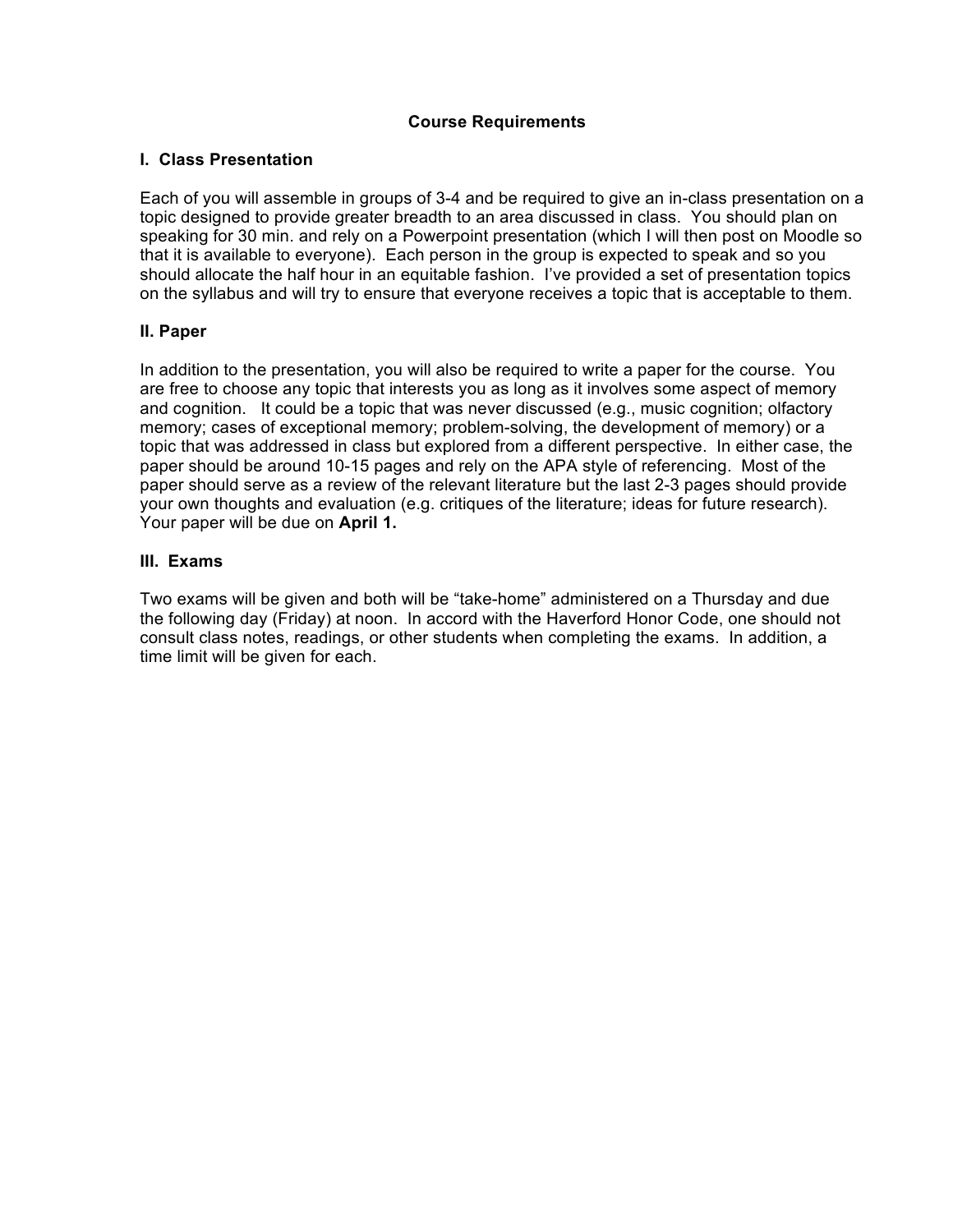## Course Requirements

### I. Class Presentation

Each of you will assemble in groups of 3-4 and be required to give an in-class presentation on a topic designed to provide greater breadth to an area discussed in class. You should plan on speaking for 30 min. and rely on a Powerpoint presentation (which I will then post on Moodle so that it is available to everyone). Each person in the group is expected to speak and so you should allocate the half hour in an equitable fashion. I've provided a set of presentation topics on the syllabus and will try to ensure that everyone receives a topic that is acceptable to them.

### II. Paper

In addition to the presentation, you will also be required to write a paper for the course. You are free to choose any topic that interests you as long as it involves some aspect of memory and cognition. It could be a topic that was never discussed (e.g., music cognition; olfactory memory; cases of exceptional memory; problem-solving, the development of memory) or a topic that was addressed in class but explored from a different perspective. In either case, the paper should be around 10-15 pages and rely on the APA style of referencing. Most of the paper should serve as a review of the relevant literature but the last 2-3 pages should provide your own thoughts and evaluation (e.g. critiques of the literature; ideas for future research). Your paper will be due on **April 1.**

### III. Exams

Two exams will be given and both will be "take-home" administered on a Thursday and due the following day (Friday) at noon. In accord with the Haverford Honor Code, one should not consult class notes, readings, or other students when completing the exams. In addition, a time limit will be given for each.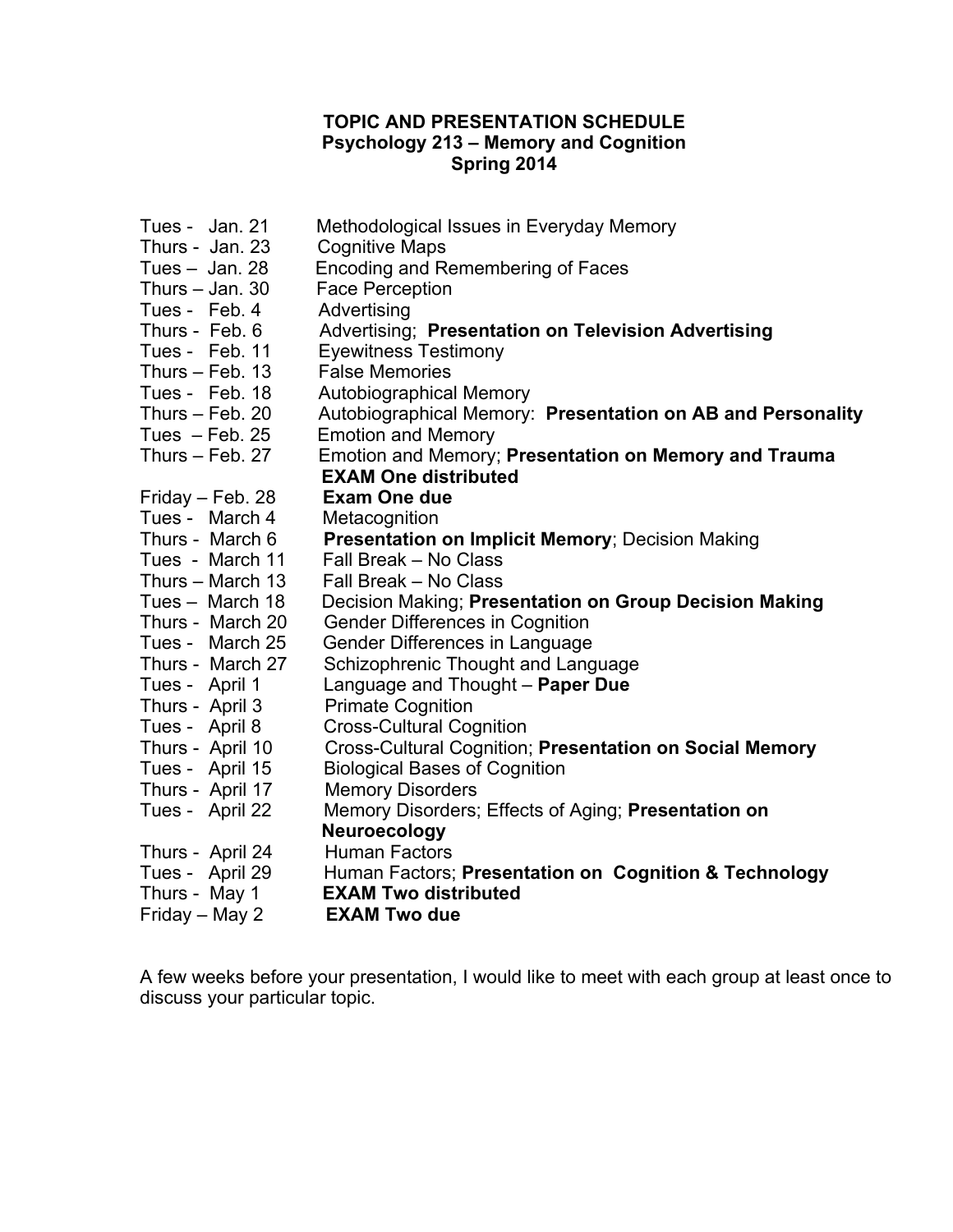**TOPIC AND PRESENTATION SCHEDULE**
**Psychology 213 – Memory and Cognition**
**Spring 2014**

| | |
|---|---|
| Tues - Jan. 21 | Methodological Issues in Everyday Memory |
| Thurs - Jan. 23 | Cognitive Maps |
| Tues – Jan. 28 | Encoding and Remembering of Faces |
| Thurs – Jan. 30 | Face Perception |
| Tues - Feb. 4 | Advertising |
| Thurs - Feb. 6 | Advertising; **Presentation on Television Advertising** |
| Tues - Feb. 11 | Eyewitness Testimony |
| Thurs – Feb. 13 | False Memories |
| Tues - Feb. 18 | Autobiographical Memory |
| Thurs – Feb. 20 | Autobiographical Memory: **Presentation on AB and Personality** |
| Tues – Feb. 25 | Emotion and Memory |
| Thurs – Feb. 27 | Emotion and Memory; **Presentation on Memory and Trauma** **EXAM One distributed** |
| Friday – Feb. 28 | **Exam One due** |
| Tues - March 4 | Metacognition |
| Thurs - March 6 | **Presentation on Implicit Memory**; Decision Making |
| Tues - March 11 | Fall Break – No Class |
| Thurs – March 13 | Fall Break – No Class |
| Tues – March 18 | Decision Making; **Presentation on Group Decision Making** |
| Thurs - March 20 | Gender Differences in Cognition |
| Tues - March 25 | Gender Differences in Language |
| Thurs - March 27 | Schizophrenic Thought and Language |
| Tues - April 1 | Language and Thought – **Paper Due** |
| Thurs - April 3 | Primate Cognition |
| Tues - April 8 | Cross-Cultural Cognition |
| Thurs - April 10 | Cross-Cultural Cognition; **Presentation on Social Memory** |
| Tues - April 15 | Biological Bases of Cognition |
| Thurs - April 17 | Memory Disorders |
| Tues - April 22 | Memory Disorders; Effects of Aging; **Presentation on Neuroecology** |
| Thurs - April 24 | Human Factors |
| Tues - April 29 | Human Factors; **Presentation on Cognition & Technology** |
| Thurs - May 1 | **EXAM Two distributed** |
| Friday – May 2 | **EXAM Two due** |

A few weeks before your presentation, I would like to meet with each group at least once to discuss your particular topic.